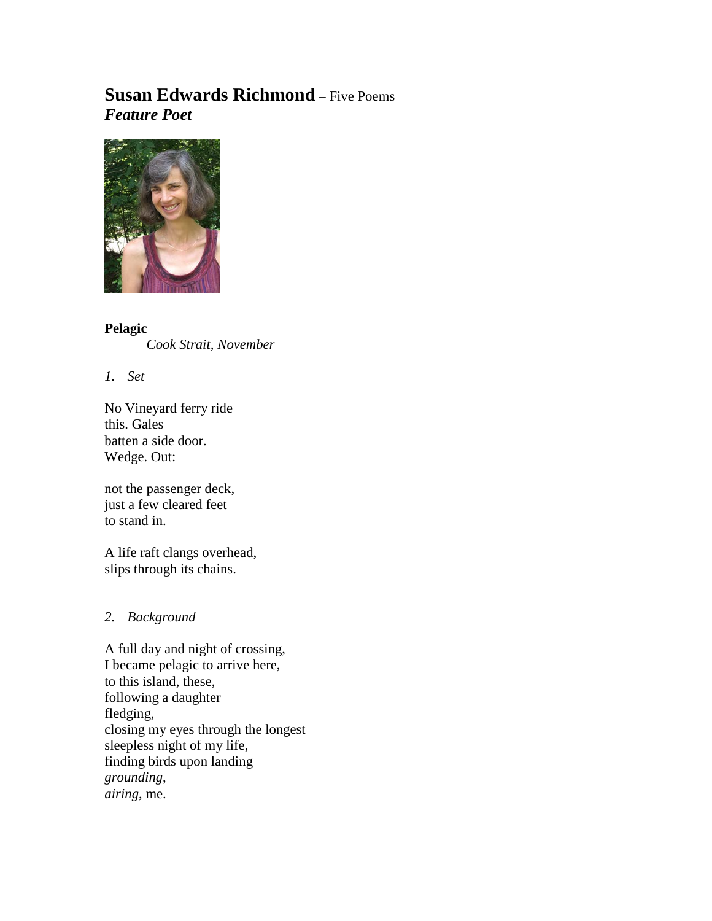# **Susan Edwards Richmond** – Five Poems

***Feature Poet***

**Pelagic**

*Cook Strait, November*

*1. Set*

No Vineyard ferry ride
this. Gales
batten a side door.
Wedge. Out:

not the passenger deck,
just a few cleared feet
to stand in.

A life raft clangs overhead,
slips through its chains.

*2. Background*

A full day and night of crossing,
I became pelagic to arrive here,
to this island, these,
following a daughter
fledging,
closing my eyes through the longest
sleepless night of my life,
finding birds upon landing
*grounding*,
*airing*, me.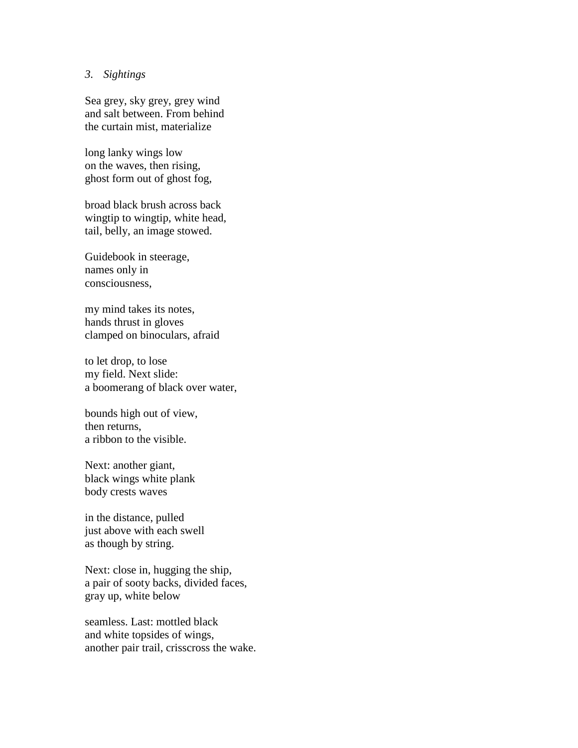*3. Sightings*

Sea grey, sky grey, grey wind  
and salt between. From behind  
the curtain mist, materialize

long lanky wings low  
on the waves, then rising,  
ghost form out of ghost fog,

broad black brush across back  
wingtip to wingtip, white head,  
tail, belly, an image stowed.

Guidebook in steerage,  
names only in  
consciousness,

my mind takes its notes,  
hands thrust in gloves  
clamped on binoculars, afraid

to let drop, to lose  
my field. Next slide:  
a boomerang of black over water,

bounds high out of view,  
then returns,  
a ribbon to the visible.

Next: another giant,  
black wings white plank  
body crests waves

in the distance, pulled  
just above with each swell  
as though by string.

Next: close in, hugging the ship,  
a pair of sooty backs, divided faces,  
gray up, white below

seamless. Last: mottled black  
and white topsides of wings,  
another pair trail, crisscross the wake.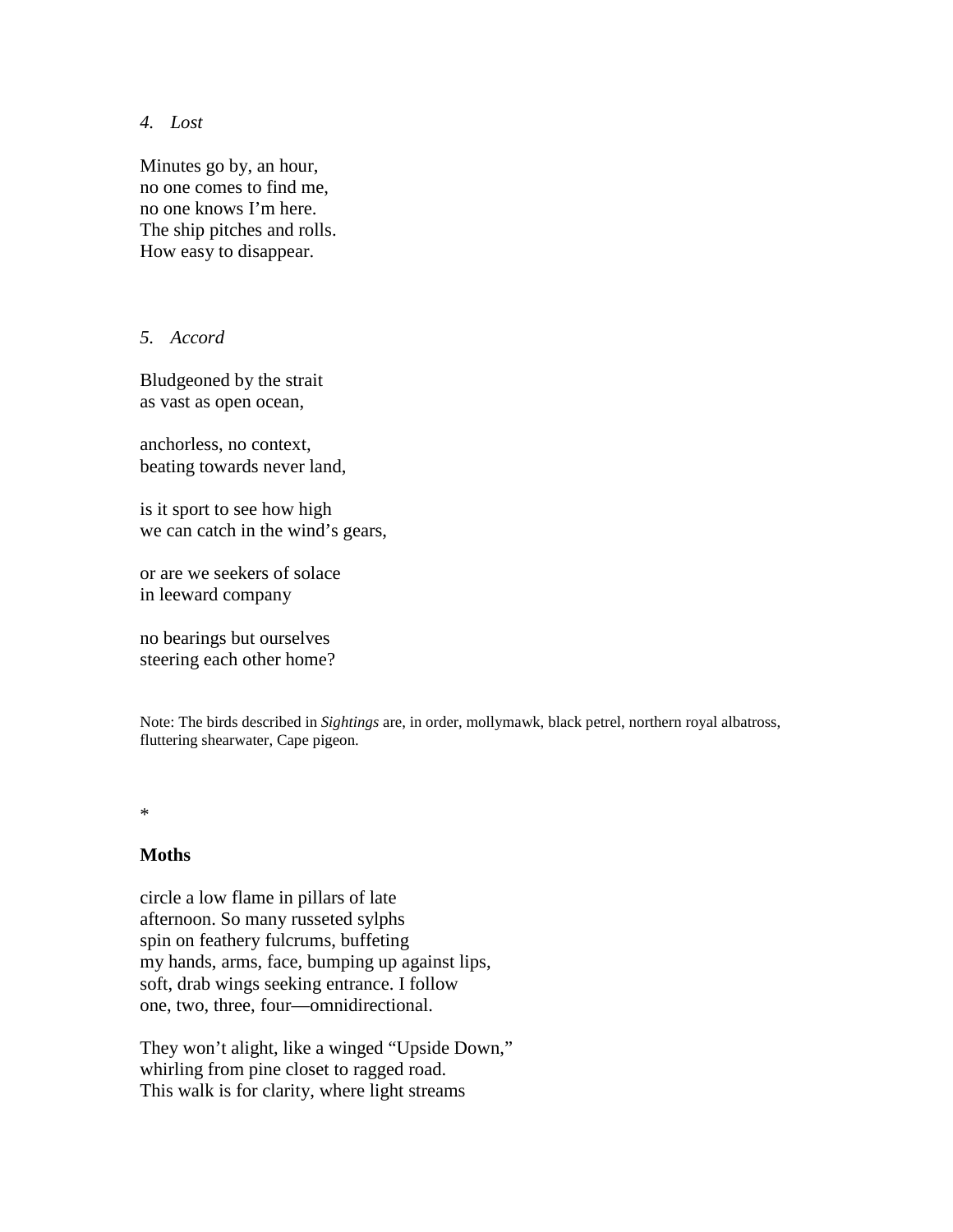*4. Lost*

Minutes go by, an hour,  
no one comes to find me,  
no one knows I'm here.  
The ship pitches and rolls.  
How easy to disappear.

*5. Accord*

Bludgeoned by the strait  
as vast as open ocean,

anchorless, no context,  
beating towards never land,

is it sport to see how high  
we can catch in the wind's gears,

or are we seekers of solace  
in leeward company

no bearings but ourselves  
steering each other home?

Note: The birds described in *Sightings* are, in order, mollymawk, black petrel, northern royal albatross, fluttering shearwater, Cape pigeon.

*

**Moths**

circle a low flame in pillars of late  
afternoon. So many russeted sylphs  
spin on feathery fulcrums, buffeting  
my hands, arms, face, bumping up against lips,  
soft, drab wings seeking entrance. I follow  
one, two, three, four—omnidirectional.

They won't alight, like a winged "Upside Down,"  
whirling from pine closet to ragged road.  
This walk is for clarity, where light streams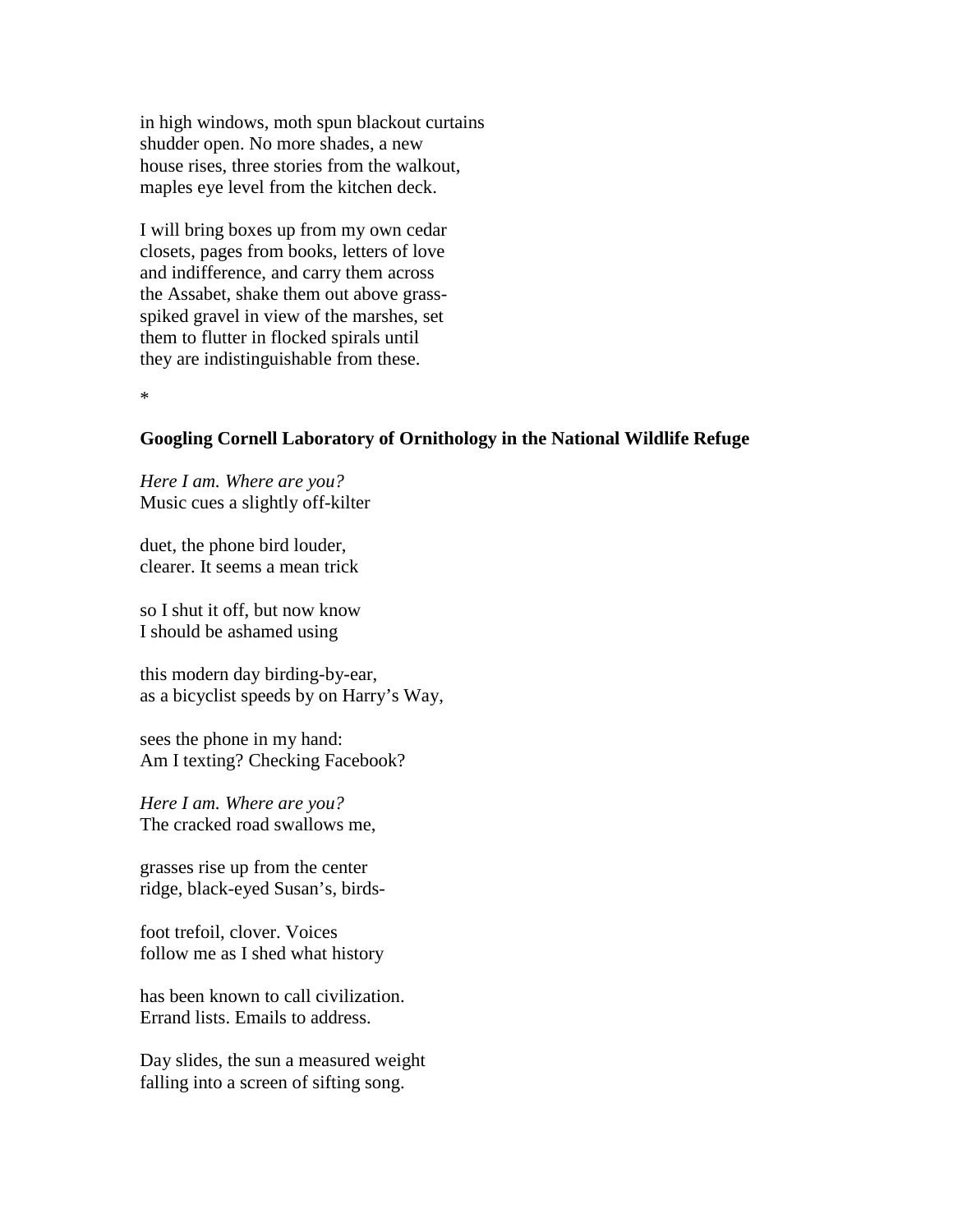in high windows, moth spun blackout curtains
shudder open. No more shades, a new
house rises, three stories from the walkout,
maples eye level from the kitchen deck.

I will bring boxes up from my own cedar
closets, pages from books, letters of love
and indifference, and carry them across
the Assabet, shake them out above grass-
spiked gravel in view of the marshes, set
them to flutter in flocked spirals until
they are indistinguishable from these.

*

**Googling Cornell Laboratory of Ornithology in the National Wildlife Refuge**

*Here I am. Where are you?*
Music cues a slightly off-kilter

duet, the phone bird louder,
clearer. It seems a mean trick

so I shut it off, but now know
I should be ashamed using

this modern day birding-by-ear,
as a bicyclist speeds by on Harry's Way,

sees the phone in my hand:
Am I texting? Checking Facebook?

*Here I am. Where are you?*
The cracked road swallows me,

grasses rise up from the center
ridge, black-eyed Susan's, birds-

foot trefoil, clover. Voices
follow me as I shed what history

has been known to call civilization.
Errand lists. Emails to address.

Day slides, the sun a measured weight
falling into a screen of sifting song.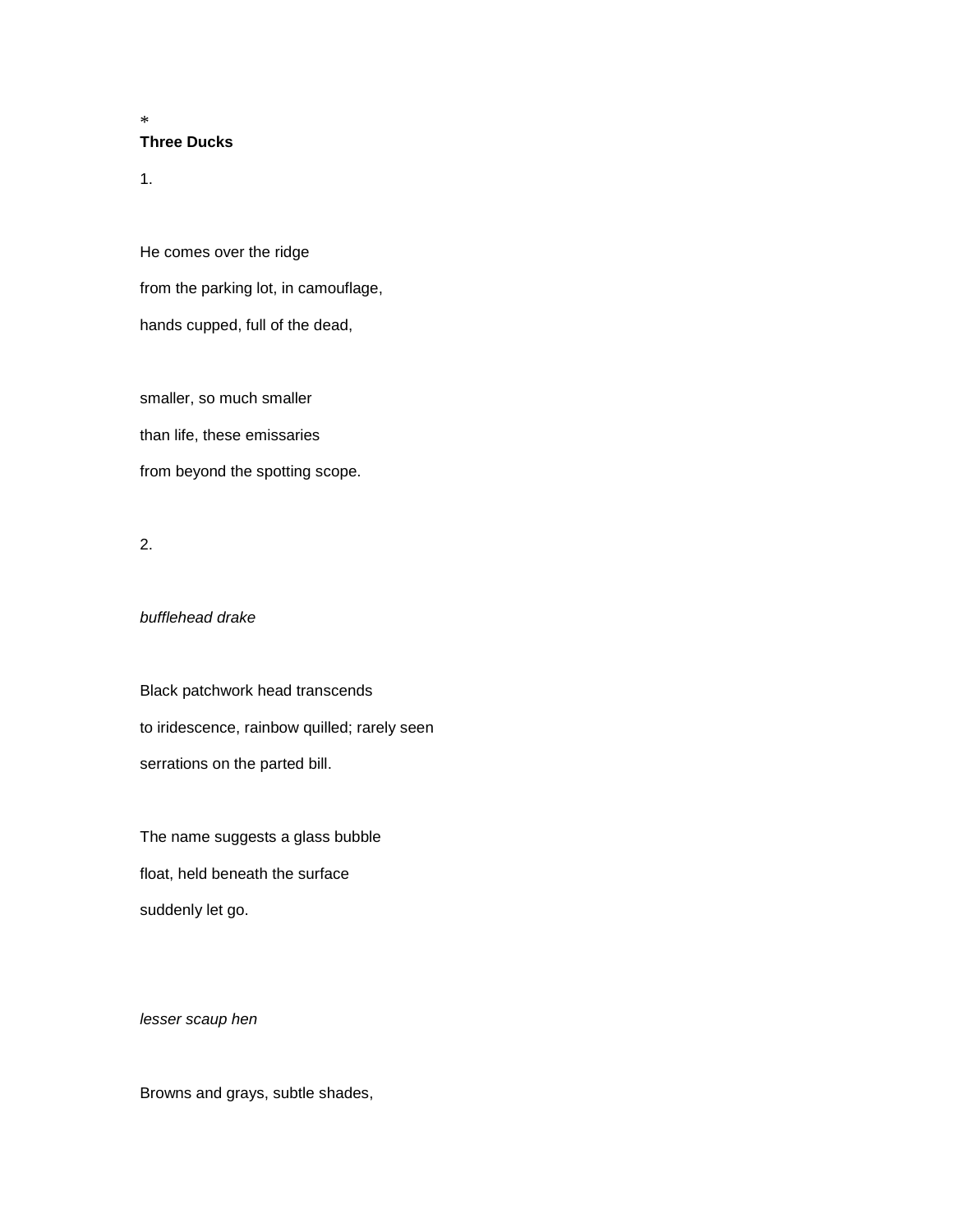*

**Three Ducks**

1.

He comes over the ridge

from the parking lot, in camouflage,

hands cupped, full of the dead,

smaller, so much smaller

than life, these emissaries

from beyond the spotting scope.

2.

*bufflehead drake*

Black patchwork head transcends

to iridescence, rainbow quilled; rarely seen

serrations on the parted bill.

The name suggests a glass bubble

float, held beneath the surface

suddenly let go.

*lesser scaup hen*

Browns and grays, subtle shades,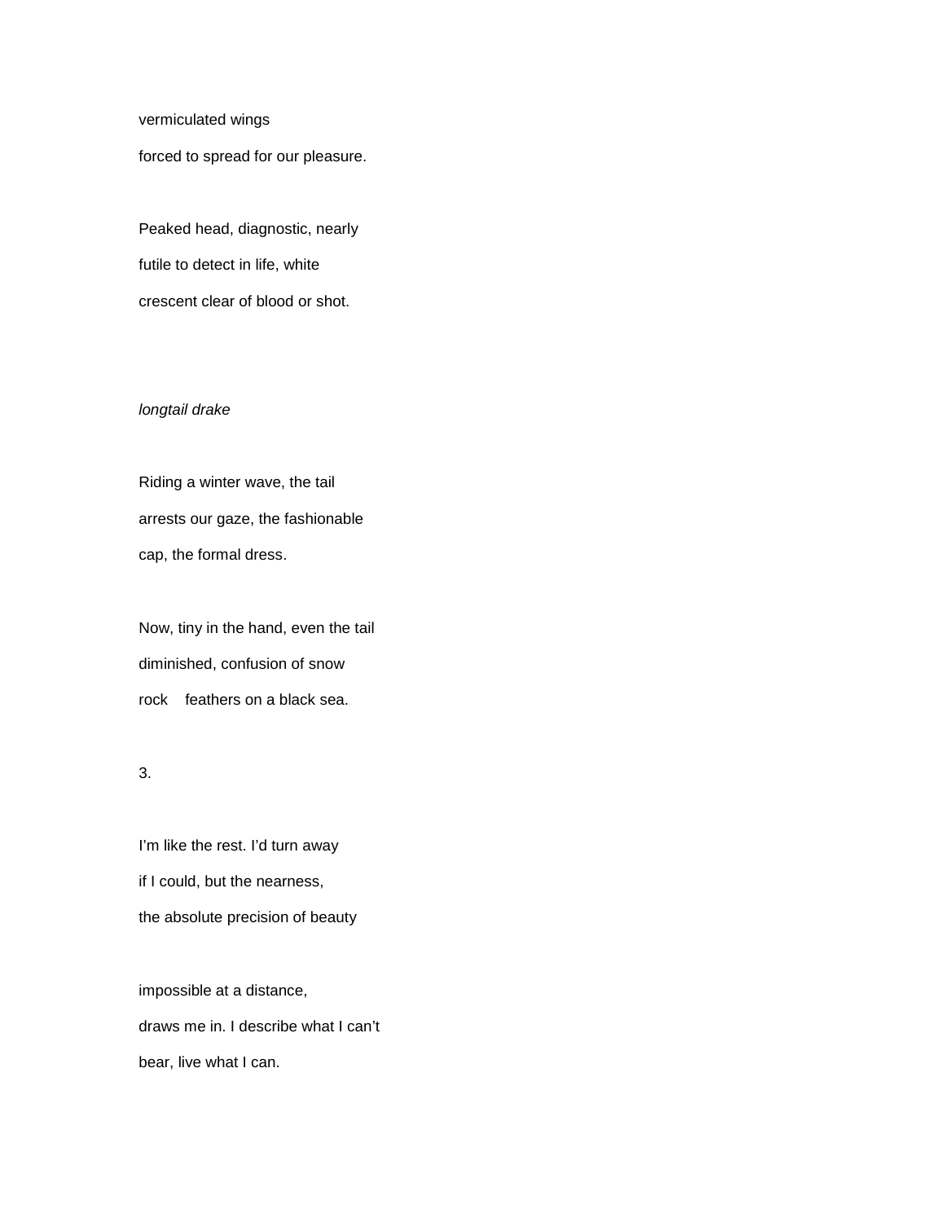vermiculated wings

forced to spread for our pleasure.

Peaked head, diagnostic, nearly

futile to detect in life, white

crescent clear of blood or shot.

*longtail drake*

Riding a winter wave, the tail

arrests our gaze, the fashionable

cap, the formal dress.

Now, tiny in the hand, even the tail

diminished, confusion of snow

rock    feathers on a black sea.

3.

I'm like the rest. I'd turn away

if I could, but the nearness,

the absolute precision of beauty

impossible at a distance,

draws me in. I describe what I can't

bear, live what I can.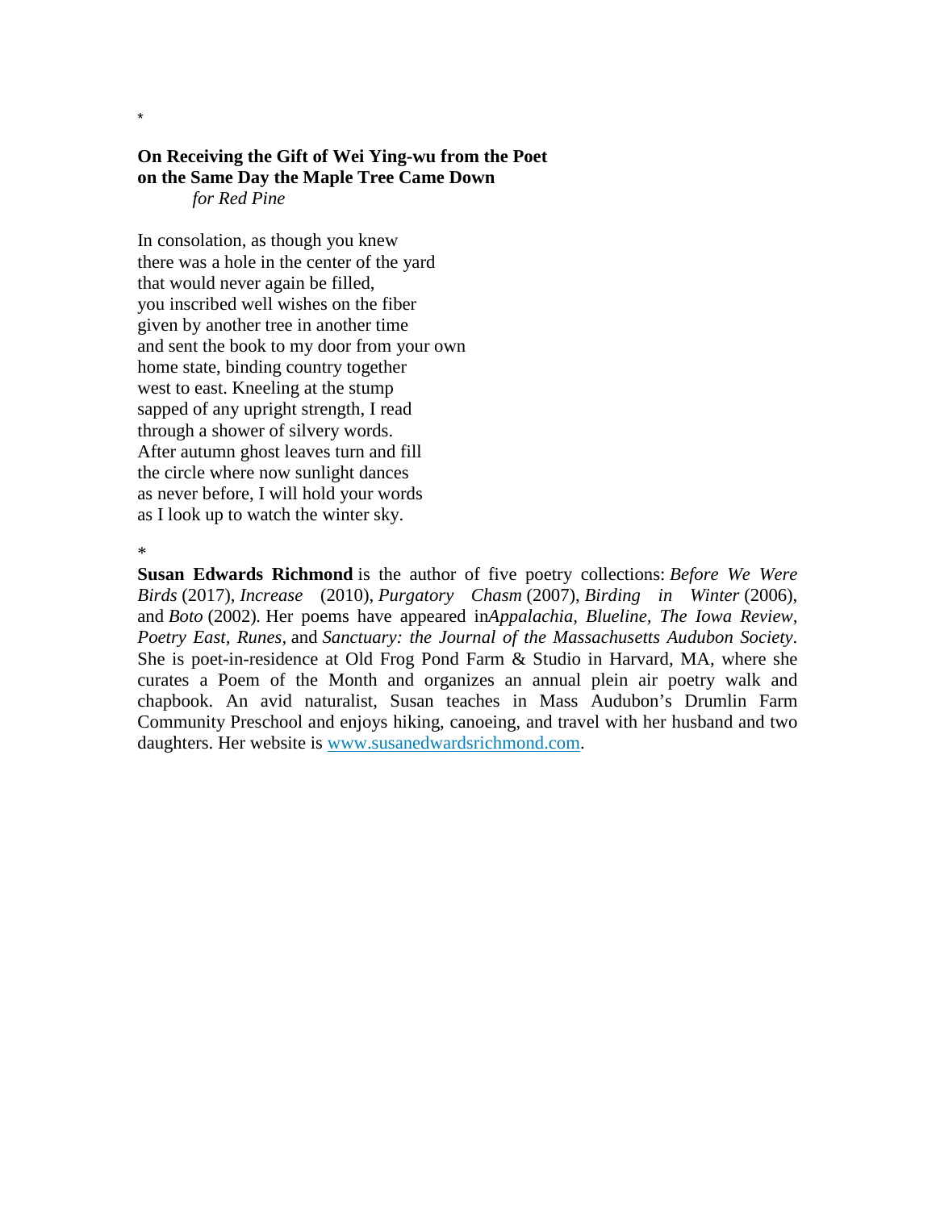*

**On Receiving the Gift of Wei Ying-wu from the Poet on the Same Day the Maple Tree Came Down**
*for Red Pine*

In consolation, as though you knew
there was a hole in the center of the yard
that would never again be filled,
you inscribed well wishes on the fiber
given by another tree in another time
and sent the book to my door from your own
home state, binding country together
west to east. Kneeling at the stump
sapped of any upright strength, I read
through a shower of silvery words.
After autumn ghost leaves turn and fill
the circle where now sunlight dances
as never before, I will hold your words
as I look up to watch the winter sky.

*

**Susan Edwards Richmond** is the author of five poetry collections: *Before We Were Birds* (2017), *Increase* (2010), *Purgatory Chasm* (2007), *Birding in Winter* (2006), and *Boto* (2002). Her poems have appeared in*Appalachia*, *Blueline*, *The Iowa Review*, *Poetry East*, *Runes*, and *Sanctuary: the Journal of the Massachusetts Audubon Society*. She is poet-in-residence at Old Frog Pond Farm & Studio in Harvard, MA, where she curates a Poem of the Month and organizes an annual plein air poetry walk and chapbook. An avid naturalist, Susan teaches in Mass Audubon's Drumlin Farm Community Preschool and enjoys hiking, canoeing, and travel with her husband and two daughters. Her website is [www.susanedwardsrichmond.com](http://www.susanedwardsrichmond.com).